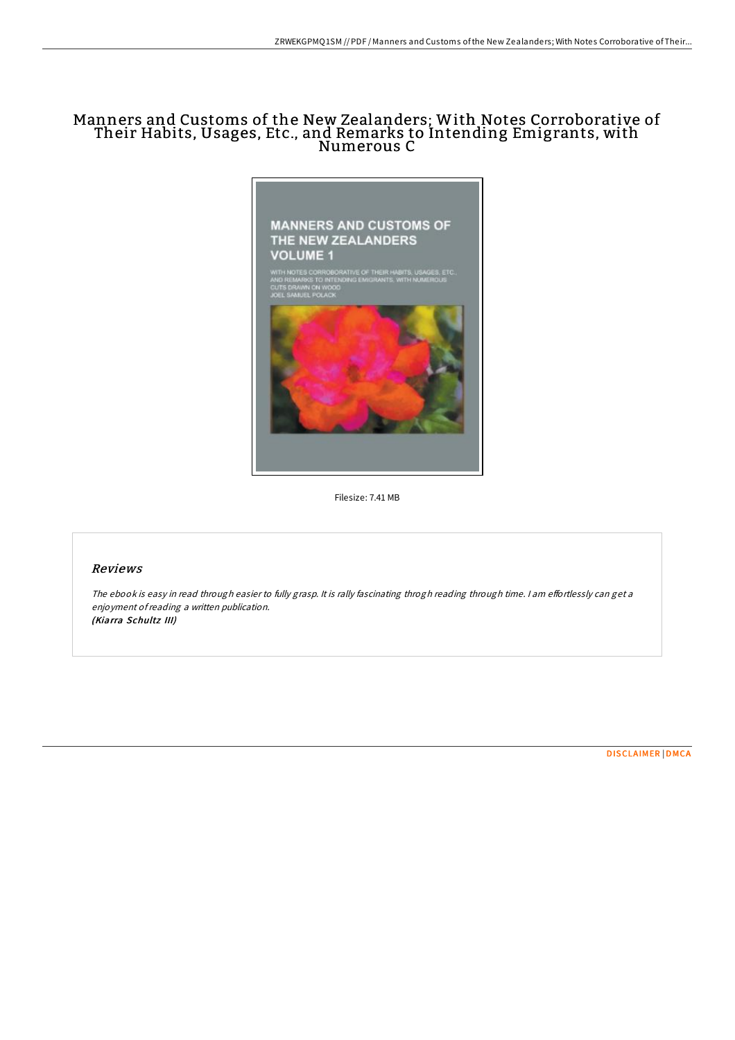# Manners and Customs of the New Zealanders; With Notes Corroborative of Their Habits, Usages, Etc., and Remarks to Intending Emigrants, with Numerous C

Filesize: 7.41 MB

## Reviews

*The ebook is easy in read through easier to fully grasp. It is rally fascinating throgh reading through time. I am effortlessly can get a enjoyment of reading a written publication.*
***(Kiarra Schultz III)***

DISCLAIMER | DMCA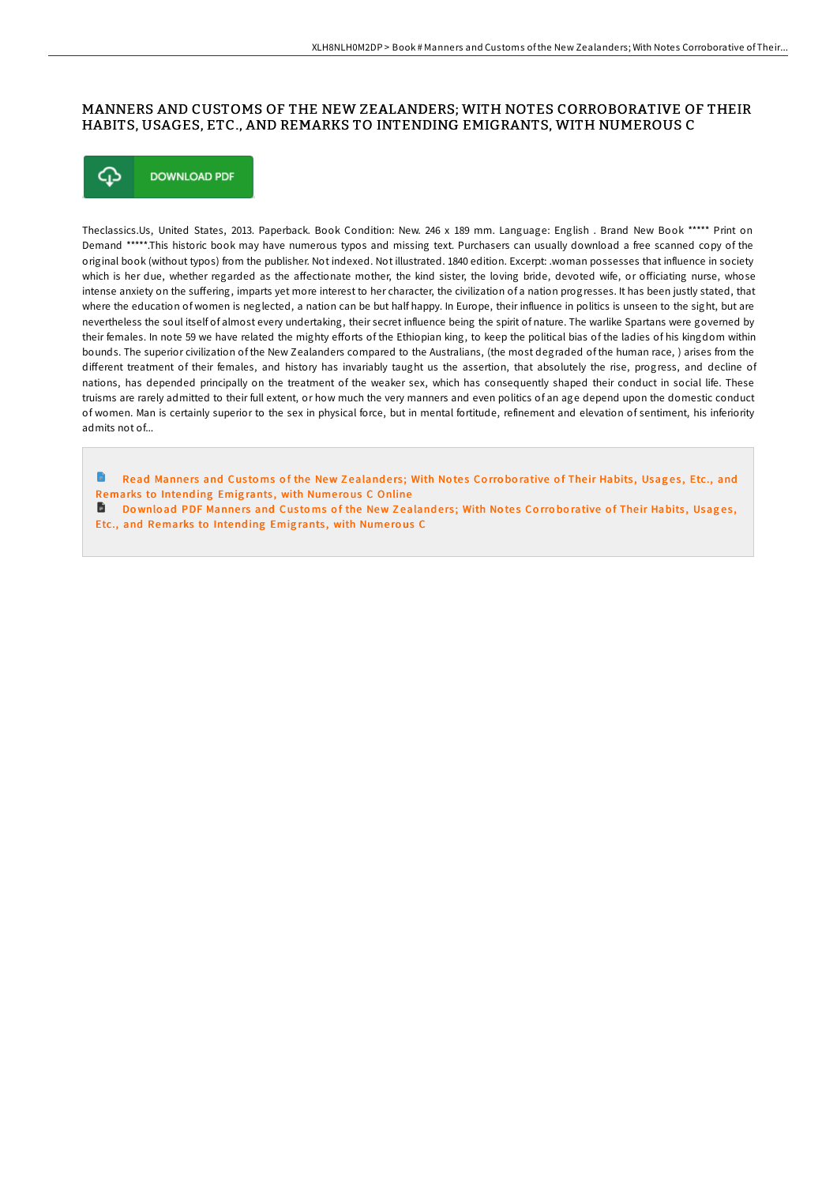# MANNERS AND CUSTOMS OF THE NEW ZEALANDERS; WITH NOTES CORROBORATIVE OF THEIR HABITS, USAGES, ETC., AND REMARKS TO INTENDING EMIGRANTS, WITH NUMEROUS C

DOWNLOAD PDF

Theclassics.Us, United States, 2013. Paperback. Book Condition: New. 246 x 189 mm. Language: English . Brand New Book ***** Print on Demand *****.This historic book may have numerous typos and missing text. Purchasers can usually download a free scanned copy of the original book (without typos) from the publisher. Not indexed. Not illustrated. 1840 edition. Excerpt: .woman possesses that influence in society which is her due, whether regarded as the affectionate mother, the kind sister, the loving bride, devoted wife, or officiating nurse, whose intense anxiety on the suffering, imparts yet more interest to her character, the civilization of a nation progresses. It has been justly stated, that where the education of women is neglected, a nation can be but half happy. In Europe, their influence in politics is unseen to the sight, but are nevertheless the soul itself of almost every undertaking, their secret influence being the spirit of nature. The warlike Spartans were governed by their females. In note 59 we have related the mighty efforts of the Ethiopian king, to keep the political bias of the ladies of his kingdom within bounds. The superior civilization of the New Zealanders compared to the Australians, (the most degraded of the human race, ) arises from the different treatment of their females, and history has invariably taught us the assertion, that absolutely the rise, progress, and decline of nations, has depended principally on the treatment of the weaker sex, which has consequently shaped their conduct in social life. These truisms are rarely admitted to their full extent, or how much the very manners and even politics of an age depend upon the domestic conduct of women. Man is certainly superior to the sex in physical force, but in mental fortitude, refinement and elevation of sentiment, his inferiority admits not of...

Read Manners and Customs of the New Zealanders; With Notes Corroborative of Their Habits, Usages, Etc., and Remarks to Intending Emigrants, with Numerous C Online

Download PDF Manners and Customs of the New Zealanders; With Notes Corroborative of Their Habits, Usages, Etc., and Remarks to Intending Emigrants, with Numerous C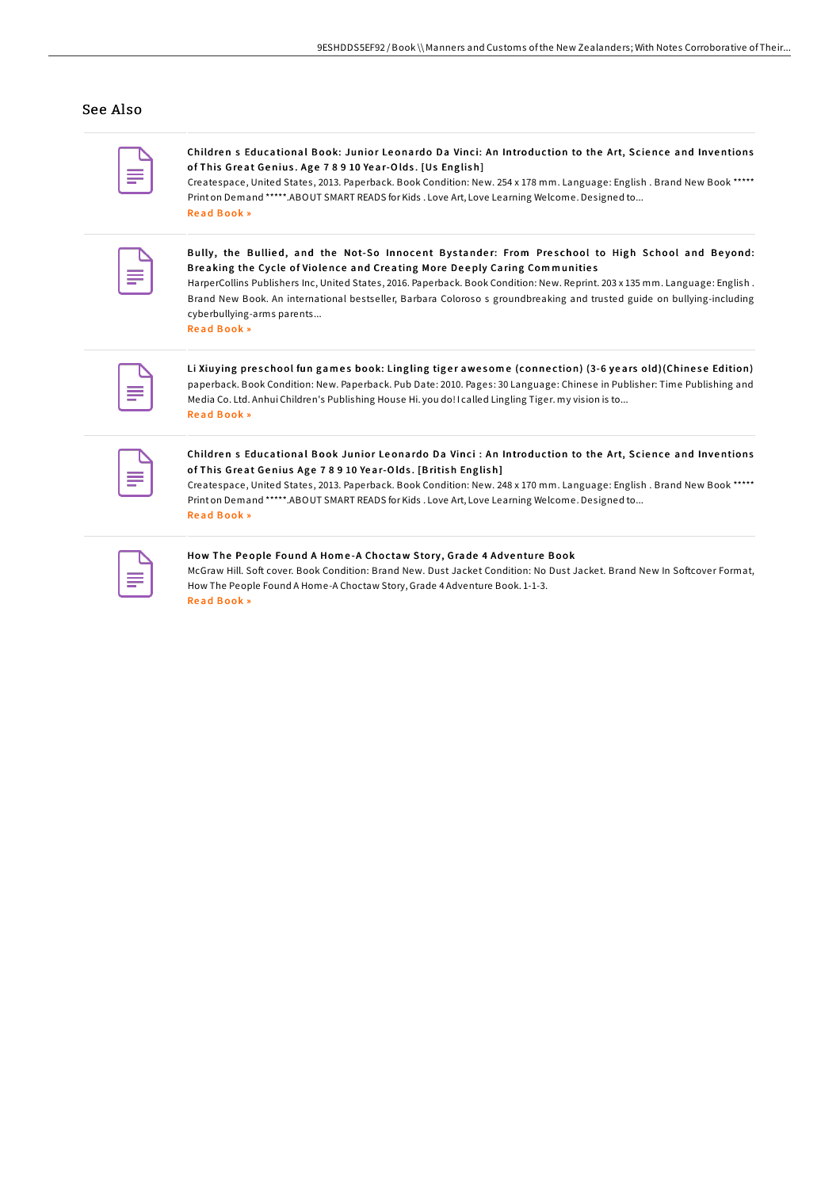## See Also

**Children s Educational Book: Junior Leonardo Da Vinci: An Introduction to the Art, Science and Inventions of This Great Genius. Age 7 8 9 10 Year-Olds. [Us English]**

Createspace, United States, 2013. Paperback. Book Condition: New. 254 x 178 mm. Language: English . Brand New Book ***** Print on Demand *****.ABOUT SMART READS for Kids . Love Art, Love Learning Welcome. Designed to...

Read Book »

**Bully, the Bullied, and the Not-So Innocent Bystander: From Preschool to High School and Beyond: Breaking the Cycle of Violence and Creating More Deeply Caring Communities**

HarperCollins Publishers Inc, United States, 2016. Paperback. Book Condition: New. Reprint. 203 x 135 mm. Language: English . Brand New Book. An international bestseller, Barbara Coloroso s groundbreaking and trusted guide on bullying-including cyberbullying-arms parents...

Read Book »

**Li Xiuying preschool fun games book: Lingling tiger awesome (connection) (3-6 years old)(Chinese Edition)**

paperback. Book Condition: New. Paperback. Pub Date: 2010. Pages: 30 Language: Chinese in Publisher: Time Publishing and Media Co. Ltd. Anhui Children's Publishing House Hi. you do! I called Lingling Tiger. my vision is to...

Read Book »

**Children s Educational Book Junior Leonardo Da Vinci : An Introduction to the Art, Science and Inventions of This Great Genius Age 7 8 9 10 Year-Olds. [British English]**

Createspace, United States, 2013. Paperback. Book Condition: New. 248 x 170 mm. Language: English . Brand New Book ***** Print on Demand *****.ABOUT SMART READS for Kids . Love Art, Love Learning Welcome. Designed to...

Read Book »

**How The People Found A Home-A Choctaw Story, Grade 4 Adventure Book**

McGraw Hill. Soft cover. Book Condition: Brand New. Dust Jacket Condition: No Dust Jacket. Brand New In Softcover Format, How The People Found A Home-A Choctaw Story, Grade 4 Adventure Book. 1-1-3.

Read Book »